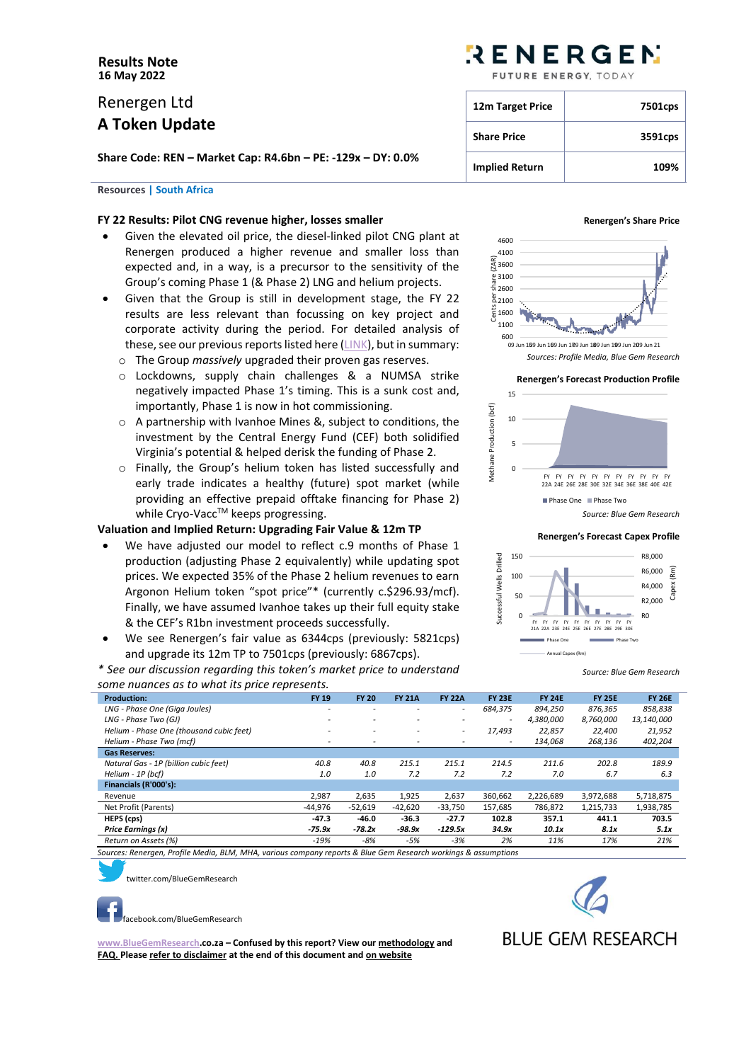**Results Note**
**16 May 2022**

Renergen Ltd
# A Token Update

**Share Code: REN – Market Cap: R4.6bn – PE: -129x – DY: 0.0%**

| 12m Target Price | 7501cps |
|---|---|
| Share Price | 3591cps |
| Implied Return | 109% |

Resources | South Africa

### FY 22 Results: Pilot CNG revenue higher, losses smaller

- Given the elevated oil price, the diesel-linked pilot CNG plant at Renergen produced a higher revenue and smaller loss than expected and, in a way, is a precursor to the sensitivity of the Group's coming Phase 1 (& Phase 2) LNG and helium projects.
- Given that the Group is still in development stage, the FY 22 results are less relevant than focussing on key project and corporate activity during the period. For detailed analysis of these, see our previous reports listed here (LINK), but in summary:
  - The Group *massively* upgraded their proven gas reserves.
  - Lockdowns, supply chain challenges & a NUMSA strike negatively impacted Phase 1's timing. This is a sunk cost and, importantly, Phase 1 is now in hot commissioning.
  - A partnership with Ivanhoe Mines &, subject to conditions, the investment by the Central Energy Fund (CEF) both solidified Virginia's potential & helped derisk the funding of Phase 2.
  - Finally, the Group's helium token has listed successfully and early trade indicates a healthy (future) spot market (while providing an effective prepaid offtake financing for Phase 2) while Cryo-Vacc™ keeps progressing.

### Valuation and Implied Return: Upgrading Fair Value & 12m TP

- We have adjusted our model to reflect c.9 months of Phase 1 production (adjusting Phase 2 equivalently) while updating spot prices. We expected 35% of the Phase 2 helium revenues to earn Argonon Helium token "spot price"* (currently c.$296.93/mcf). Finally, we have assumed Ivanhoe takes up their full equity stake & the CEF's R1bn investment proceeds successfully.
- We see Renergen's fair value as 6344cps (previously: 5821cps) and upgrade its 12m TP to 7501cps (previously: 6867cps).

*\* See our discussion regarding this token's market price to understand some nuances as to what its price represents.*

**Renergen's Share Price**

*Sources: Profile Media, Blue Gem Research*

**Renergen's Forecast Production Profile**

*Source: Blue Gem Research*

**Renergen's Forecast Capex Profile**

*Source: Blue Gem Research*

| **Production:** | **FY 19** | **FY 20** | **FY 21A** | **FY 22A** | **FY 23E** | **FY 24E** | **FY 25E** | **FY 26E** |
|---|---|---|---|---|---|---|---|---|
| *LNG - Phase One (Giga Joules)* | - | - | - | - | *684,375* | *894,250* | *876,365* | *858,838* |
| *LNG - Phase Two (GJ)* | - | - | - | - | - | *4,380,000* | *8,760,000* | *13,140,000* |
| *Helium - Phase One (thousand cubic feet)* | - | - | - | - | *17,493* | *22,857* | *22,400* | *21,952* |
| *Helium - Phase Two (mcf)* | - | - | - | - | - | *134,068* | *268,136* | *402,204* |
| **Gas Reserves:** | | | | | | | | |
| *Natural Gas - 1P (billion cubic feet)* | *40.8* | *40.8* | *215.1* | *215.1* | *214.5* | *211.6* | *202.8* | *189.9* |
| *Helium - 1P (bcf)* | *1.0* | *1.0* | *7.2* | *7.2* | *7.2* | *7.0* | *6.7* | *6.3* |
| **Financials (R'000's):** | | | | | | | | |
| Revenue | 2,987 | 2,635 | 1,925 | 2,637 | 360,662 | 2,226,689 | 3,972,688 | 5,718,875 |
| Net Profit (Parents) | -44,976 | -52,619 | -42,620 | -33,750 | 157,685 | 786,872 | 1,215,733 | 1,938,785 |
| **HEPS (cps)** | **-47.3** | **-46.0** | **-36.3** | **-27.7** | **102.8** | **357.1** | **441.1** | **703.5** |
| ***Price Earnings (x)*** | ***-75.9x*** | ***-78.2x*** | ***-98.9x*** | ***-129.5x*** | ***34.9x*** | ***10.1x*** | ***8.1x*** | ***5.1x*** |
| *Return on Assets (%)* | *-19%* | *-8%* | *-5%* | *-3%* | *2%* | *11%* | *17%* | *21%* |

*Sources: Renergen, Profile Media, BLM, MHA, various company reports & Blue Gem Research workings & assumptions*

twitter.com/BlueGemResearch

facebook.com/BlueGemResearch

**www.BlueGemResearch.co.za – Confused by this report? View our methodology and FAQ. Please refer to disclaimer at the end of this document and on website**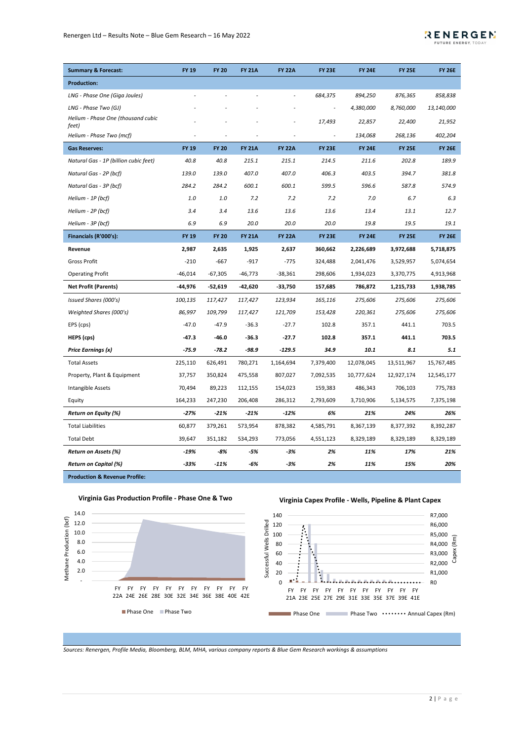| Summary & Forecast: | FY 19 | FY 20 | FY 21A | FY 22A | FY 23E | FY 24E | FY 25E | FY 26E |
|---|---|---|---|---|---|---|---|---|
| **Production:** | | | | | | | | |
| *LNG - Phase One (Giga Joules)* | - | - | - | - | *684,375* | *894,250* | *876,365* | *858,838* |
| *LNG - Phase Two (GJ)* | - | - | - | - | - | *4,380,000* | *8,760,000* | *13,140,000* |
| *Helium - Phase One (thousand cubic feet)* | - | - | - | - | *17,493* | *22,857* | *22,400* | *21,952* |
| *Helium - Phase Two (mcf)* | - | - | - | - | - | *134,068* | *268,136* | *402,204* |
| **Gas Reserves:** | **FY 19** | **FY 20** | **FY 21A** | **FY 22A** | **FY 23E** | **FY 24E** | **FY 25E** | **FY 26E** |
| *Natural Gas - 1P (billion cubic feet)* | *40.8* | *40.8* | *215.1* | *215.1* | *214.5* | *211.6* | *202.8* | *189.9* |
| *Natural Gas - 2P (bcf)* | *139.0* | *139.0* | *407.0* | *407.0* | *406.3* | *403.5* | *394.7* | *381.8* |
| *Natural Gas - 3P (bcf)* | *284.2* | *284.2* | *600.1* | *600.1* | *599.5* | *596.6* | *587.8* | *574.9* |
| *Helium - 1P (bcf)* | *1.0* | *1.0* | *7.2* | *7.2* | *7.2* | *7.0* | *6.7* | *6.3* |
| *Helium - 2P (bcf)* | *3.4* | *3.4* | *13.6* | *13.6* | *13.6* | *13.4* | *13.1* | *12.7* |
| *Helium - 3P (bcf)* | *6.9* | *6.9* | *20.0* | *20.0* | *20.0* | *19.8* | *19.5* | *19.1* |
| **Financials (R'000's):** | **FY 19** | **FY 20** | **FY 21A** | **FY 22A** | **FY 23E** | **FY 24E** | **FY 25E** | **FY 26E** |
| **Revenue** | **2,987** | **2,635** | **1,925** | **2,637** | **360,662** | **2,226,689** | **3,972,688** | **5,718,875** |
| Gross Profit | -210 | -667 | -917 | -775 | 324,488 | 2,041,476 | 3,529,957 | 5,074,654 |
| Operating Profit | -46,014 | -67,305 | -46,773 | -38,361 | 298,606 | 1,934,023 | 3,370,775 | 4,913,968 |
| **Net Profit (Parents)** | **-44,976** | **-52,619** | **-42,620** | **-33,750** | **157,685** | **786,872** | **1,215,733** | **1,938,785** |
| *Issued Shares (000's)* | *100,135* | *117,427* | *117,427* | *123,934* | *165,116* | *275,606* | *275,606* | *275,606* |
| *Weighted Shares (000's)* | *86,997* | *109,799* | *117,427* | *121,709* | *153,428* | *220,361* | *275,606* | *275,606* |
| EPS (cps) | -47.0 | -47.9 | -36.3 | -27.7 | 102.8 | 357.1 | 441.1 | 703.5 |
| **HEPS (cps)** | **-47.3** | **-46.0** | **-36.3** | **-27.7** | **102.8** | **357.1** | **441.1** | **703.5** |
| ***Price Earnings (x)*** | ***-75.9*** | ***-78.2*** | ***-98.9*** | ***-129.5*** | ***34.9*** | ***10.1*** | ***8.1*** | ***5.1*** |
| Total Assets | 225,110 | 626,491 | 780,271 | 1,164,694 | 7,379,400 | 12,078,045 | 13,511,967 | 15,767,485 |
| Property, Plant & Equipment | 37,757 | 350,824 | 475,558 | 807,027 | 7,092,535 | 10,777,624 | 12,927,174 | 12,545,177 |
| Intangible Assets | 70,494 | 89,223 | 112,155 | 154,023 | 159,383 | 486,343 | 706,103 | 775,783 |
| Equity | 164,233 | 247,230 | 206,408 | 286,312 | 2,793,609 | 3,710,906 | 5,134,575 | 7,375,198 |
| ***Return on Equity (%)*** | ***-27%*** | ***-21%*** | ***-21%*** | ***-12%*** | ***6%*** | ***21%*** | ***24%*** | ***26%*** |
| Total Liabilities | 60,877 | 379,261 | 573,954 | 878,382 | 4,585,791 | 8,367,139 | 8,377,392 | 8,392,287 |
| Total Debt | 39,647 | 351,182 | 534,293 | 773,056 | 4,551,123 | 8,329,189 | 8,329,189 | 8,329,189 |
| ***Return on Assets (%)*** | ***-19%*** | ***-8%*** | ***-5%*** | ***-3%*** | ***2%*** | ***11%*** | ***17%*** | ***21%*** |
| ***Return on Capital (%)*** | ***-33%*** | ***-11%*** | ***-6%*** | ***-3%*** | ***2%*** | ***11%*** | ***15%*** | ***20%*** |

**Production & Revenue Profile:**

**Virginia Gas Production Profile - Phase One & Two**

**Virginia Capex Profile - Wells, Pipeline & Plant Capex**

*Sources: Renergen, Profile Media, Bloomberg, BLM, MHA, various company reports & Blue Gem Research workings & assumptions*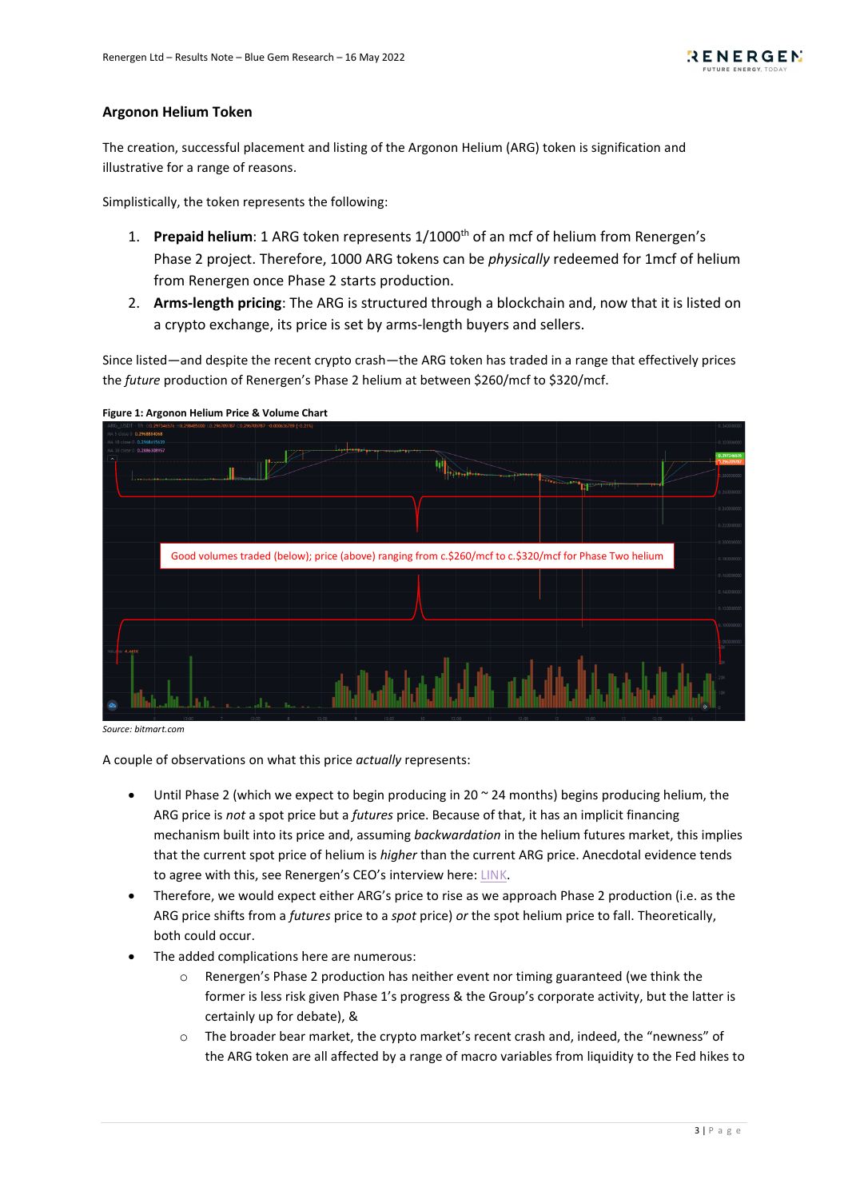## Argonon Helium Token

The creation, successful placement and listing of the Argonon Helium (ARG) token is signification and illustrative for a range of reasons.

Simplistically, the token represents the following:

1. **Prepaid helium**: 1 ARG token represents 1/1000th of an mcf of helium from Renergen's Phase 2 project. Therefore, 1000 ARG tokens can be *physically* redeemed for 1mcf of helium from Renergen once Phase 2 starts production.
2. **Arms-length pricing**: The ARG is structured through a blockchain and, now that it is listed on a crypto exchange, its price is set by arms-length buyers and sellers.

Since listed—and despite the recent crypto crash—the ARG token has traded in a range that effectively prices the *future* production of Renergen's Phase 2 helium at between $260/mcf to $320/mcf.

**Figure 1: Argonon Helium Price & Volume Chart**

Good volumes traded (below); price (above) ranging from c.$260/mcf to c.$320/mcf for Phase Two helium

*Source: bitmart.com*

A couple of observations on what this price *actually* represents:

- Until Phase 2 (which we expect to begin producing in 20 ~ 24 months) begins producing helium, the ARG price is *not* a spot price but a *futures* price. Because of that, it has an implicit financing mechanism built into its price and, assuming *backwardation* in the helium futures market, this implies that the current spot price of helium is *higher* than the current ARG price. Anecdotal evidence tends to agree with this, see Renergen's CEO's interview here: LINK.
- Therefore, we would expect either ARG's price to rise as we approach Phase 2 production (i.e. as the ARG price shifts from a *futures* price to a *spot* price) *or* the spot helium price to fall. Theoretically, both could occur.
- The added complications here are numerous:
    - Renergen's Phase 2 production has neither event nor timing guaranteed (we think the former is less risk given Phase 1's progress & the Group's corporate activity, but the latter is certainly up for debate), &
    - The broader bear market, the crypto market's recent crash and, indeed, the "newness" of the ARG token are all affected by a range of macro variables from liquidity to the Fed hikes to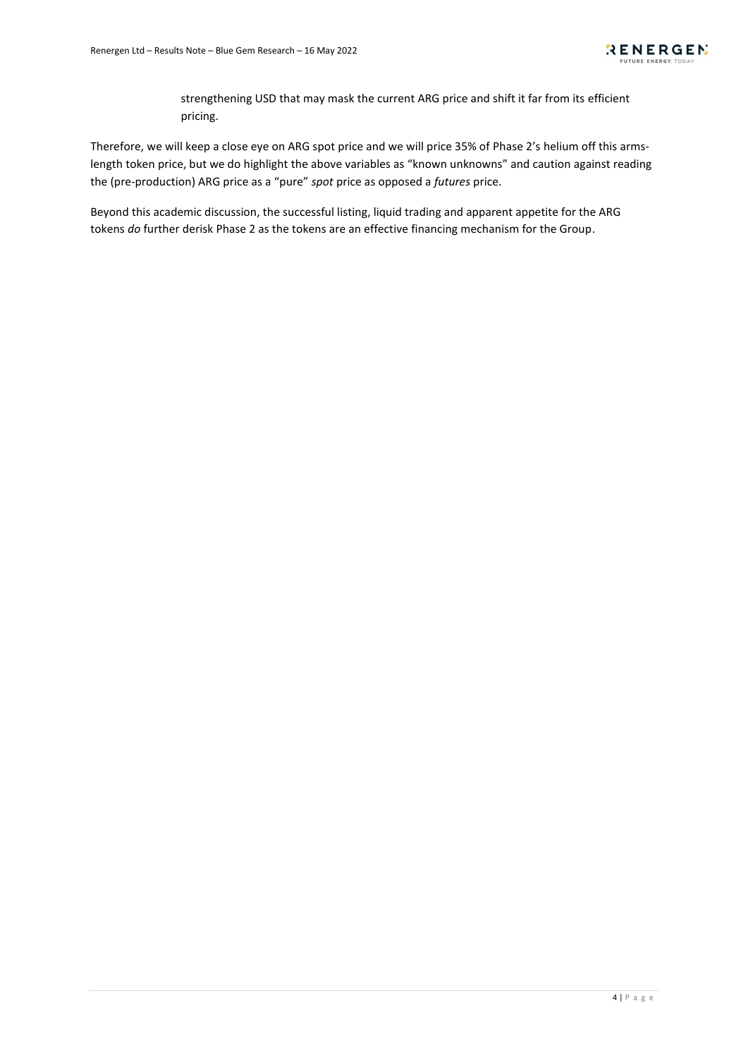strengthening USD that may mask the current ARG price and shift it far from its efficient pricing.

Therefore, we will keep a close eye on ARG spot price and we will price 35% of Phase 2's helium off this arms-length token price, but we do highlight the above variables as "known unknowns" and caution against reading the (pre-production) ARG price as a "pure" *spot* price as opposed a *futures* price.

Beyond this academic discussion, the successful listing, liquid trading and apparent appetite for the ARG tokens *do* further derisk Phase 2 as the tokens are an effective financing mechanism for the Group.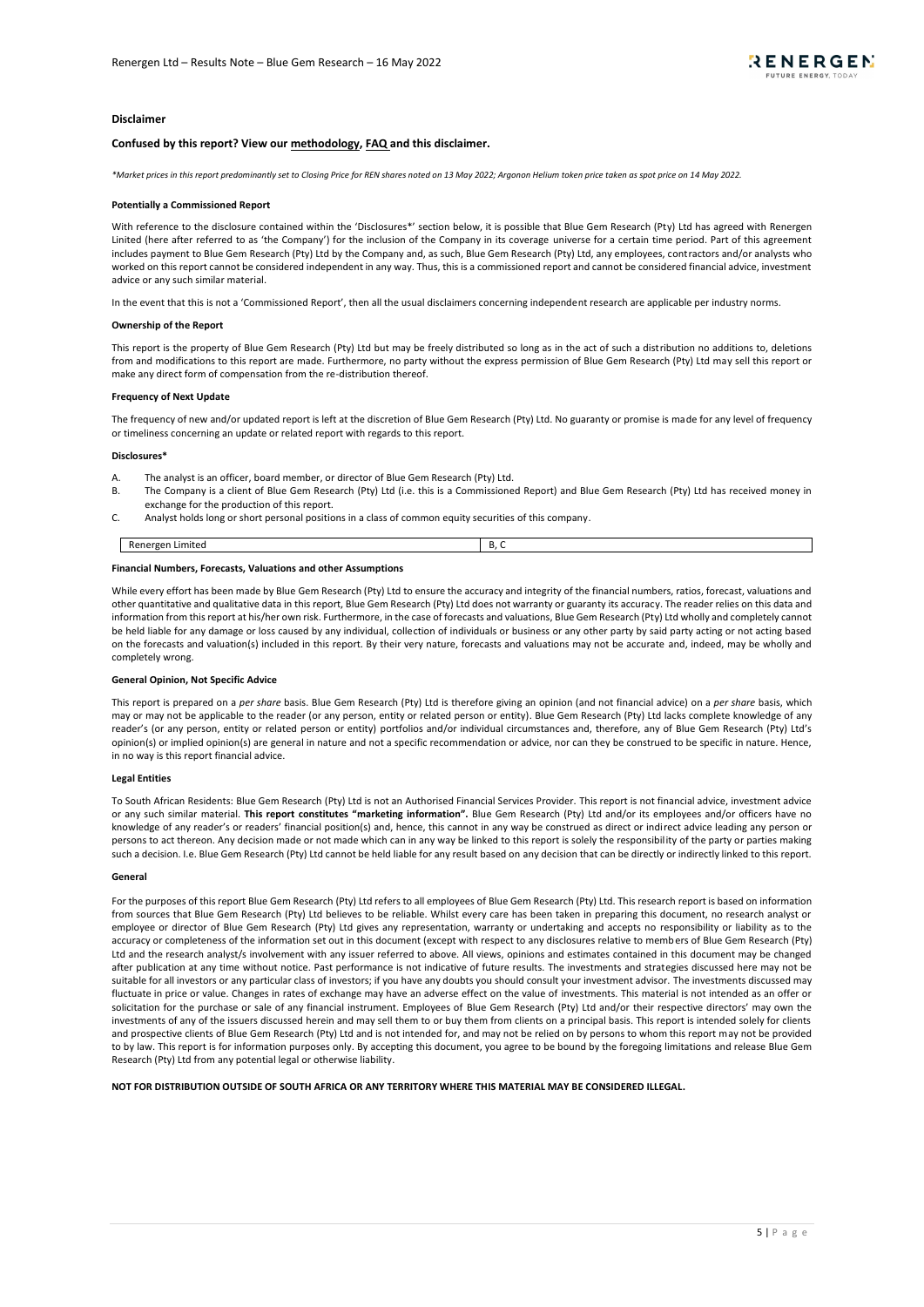## Disclaimer

### Confused by this report? View our methodology, FAQ and this disclaimer.

*\*Market prices in this report predominantly set to Closing Price for REN shares noted on 13 May 2022; Argonon Helium token price taken as spot price on 14 May 2022.*

#### Potentially a Commissioned Report

With reference to the disclosure contained within the 'Disclosures\*' section below, it is possible that Blue Gem Research (Pty) Ltd has agreed with Renergen Limited (here after referred to as 'the Company') for the inclusion of the Company in its coverage universe for a certain time period. Part of this agreement includes payment to Blue Gem Research (Pty) Ltd by the Company and, as such, Blue Gem Research (Pty) Ltd, any employees, contractors and/or analysts who worked on this report cannot be considered independent in any way. Thus, this is a commissioned report and cannot be considered financial advice, investment advice or any such similar material.

In the event that this is not a 'Commissioned Report', then all the usual disclaimers concerning independent research are applicable per industry norms.

#### Ownership of the Report

This report is the property of Blue Gem Research (Pty) Ltd but may be freely distributed so long as in the act of such a distribution no additions to, deletions from and modifications to this report are made. Furthermore, no party without the express permission of Blue Gem Research (Pty) Ltd may sell this report or make any direct form of compensation from the re-distribution thereof.

#### Frequency of Next Update

The frequency of new and/or updated report is left at the discretion of Blue Gem Research (Pty) Ltd. No guaranty or promise is made for any level of frequency or timeliness concerning an update or related report with regards to this report.

#### Disclosures\*

A. The analyst is an officer, board member, or director of Blue Gem Research (Pty) Ltd.
B. The Company is a client of Blue Gem Research (Pty) Ltd (i.e. this is a Commissioned Report) and Blue Gem Research (Pty) Ltd has received money in exchange for the production of this report.
C. Analyst holds long or short personal positions in a class of common equity securities of this company.

| | |
|---|---|
| Renergen Limited | B, C |

#### Financial Numbers, Forecasts, Valuations and other Assumptions

While every effort has been made by Blue Gem Research (Pty) Ltd to ensure the accuracy and integrity of the financial numbers, ratios, forecast, valuations and other quantitative and qualitative data in this report, Blue Gem Research (Pty) Ltd does not warranty or guaranty its accuracy. The reader relies on this data and information from this report at his/her own risk. Furthermore, in the case of forecasts and valuations, Blue Gem Research (Pty) Ltd wholly and completely cannot be held liable for any damage or loss caused by any individual, collection of individuals or business or any other party by said party acting or not acting based on the forecasts and valuation(s) included in this report. By their very nature, forecasts and valuations may not be accurate and, indeed, may be wholly and completely wrong.

#### General Opinion, Not Specific Advice

This report is prepared on a *per share* basis. Blue Gem Research (Pty) Ltd is therefore giving an opinion (and not financial advice) on a *per share* basis, which may or may not be applicable to the reader (or any person, entity or related person or entity). Blue Gem Research (Pty) Ltd lacks complete knowledge of any reader's (or any person, entity or related person or entity) portfolios and/or individual circumstances and, therefore, any of Blue Gem Research (Pty) Ltd's opinion(s) or implied opinion(s) are general in nature and not a specific recommendation or advice, nor can they be construed to be specific in nature. Hence, in no way is this report financial advice.

#### Legal Entities

To South African Residents: Blue Gem Research (Pty) Ltd is not an Authorised Financial Services Provider. This report is not financial advice, investment advice or any such similar material. **This report constitutes "marketing information".** Blue Gem Research (Pty) Ltd and/or its employees and/or officers have no knowledge of any reader's or readers' financial position(s) and, hence, this cannot in any way be construed as direct or indirect advice leading any person or persons to act thereon. Any decision made or not made which can in any way be linked to this report is solely the responsibility of the party or parties making such a decision. I.e. Blue Gem Research (Pty) Ltd cannot be held liable for any result based on any decision that can be directly or indirectly linked to this report.

#### General

For the purposes of this report Blue Gem Research (Pty) Ltd refers to all employees of Blue Gem Research (Pty) Ltd. This research report is based on information from sources that Blue Gem Research (Pty) Ltd believes to be reliable. Whilst every care has been taken in preparing this document, no research analyst or employee or director of Blue Gem Research (Pty) Ltd gives any representation, warranty or undertaking and accepts no responsibility or liability as to the accuracy or completeness of the information set out in this document (except with respect to any disclosures relative to members of Blue Gem Research (Pty) Ltd and the research analyst/s involvement with any issuer referred to above. All views, opinions and estimates contained in this document may be changed after publication at any time without notice. Past performance is not indicative of future results. The investments and strategies discussed here may not be suitable for all investors or any particular class of investors; if you have any doubts you should consult your investment advisor. The investments discussed may fluctuate in price or value. Changes in rates of exchange may have an adverse effect on the value of investments. This material is not intended as an offer or solicitation for the purchase or sale of any financial instrument. Employees of Blue Gem Research (Pty) Ltd and/or their respective directors' may own the investments of any of the issuers discussed herein and may sell them to or buy them from clients on a principal basis. This report is intended solely for clients and prospective clients of Blue Gem Research (Pty) Ltd and is not intended for, and may not be relied on by persons to whom this report may not be provided to by law. This report is for information purposes only. By accepting this document, you agree to be bound by the foregoing limitations and release Blue Gem Research (Pty) Ltd from any potential legal or otherwise liability.

**NOT FOR DISTRIBUTION OUTSIDE OF SOUTH AFRICA OR ANY TERRITORY WHERE THIS MATERIAL MAY BE CONSIDERED ILLEGAL.**